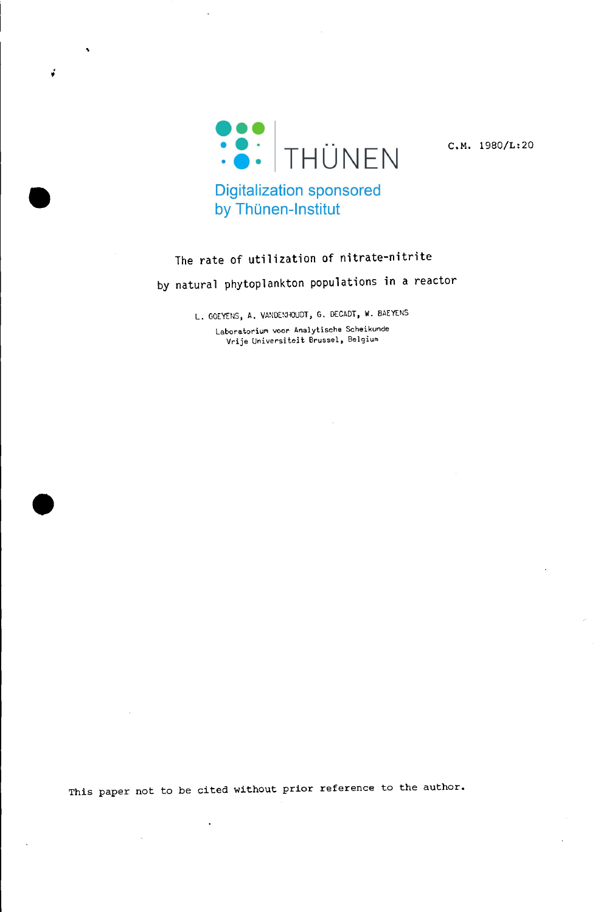C.M. 1980/L:20

Digitalization sponsored by Thünen-Institut

# The rate of utilization of nitrate-nitrite by natural phytoplankton populations in a reactor

L. GOEYENS, A. VANDENHOUDT, G. DECADT, W. BAEYENS

Laboratorium voor Analytische Scheikunde
Vrije Universiteit Brussel, Belgium

This paper not to be cited without prior reference to the author.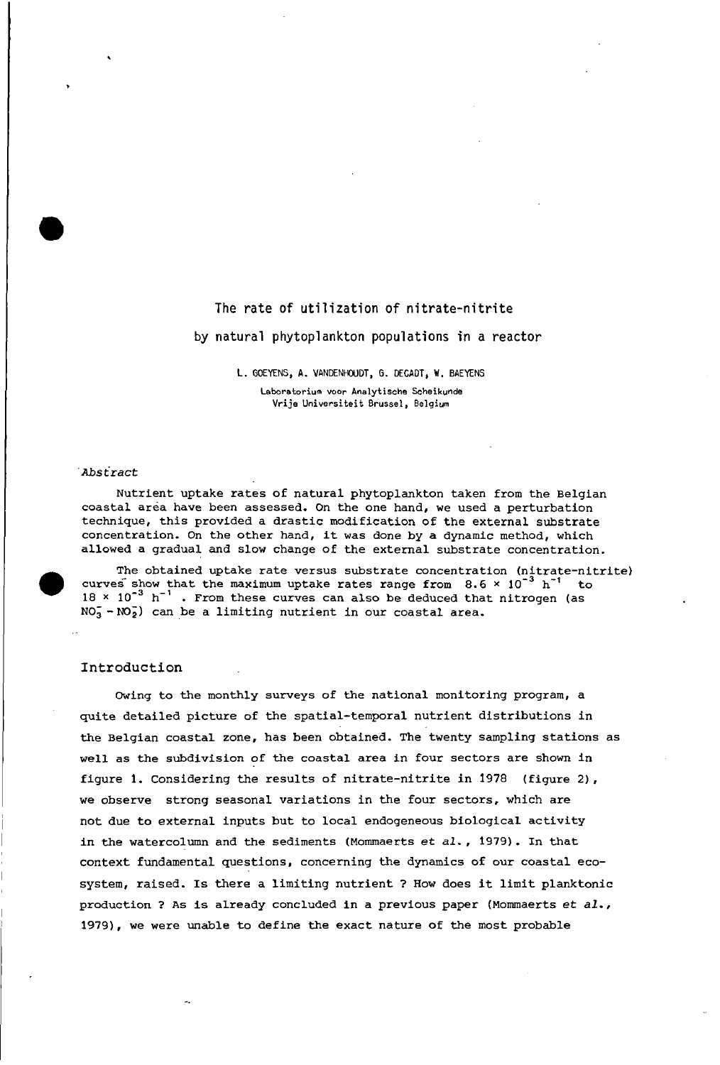# The rate of utilization of nitrate-nitrite by natural phytoplankton populations in a reactor

L. GOEYENS, A. VANDENHOUDT, G. DECADT, W. BAEYENS

Laboratorium voor Analytische Scheikunde
Vrije Universiteit Brussel, Belgium

*Abstract*

Nutrient uptake rates of natural phytoplankton taken from the Belgian coastal area have been assessed. On the one hand, we used a perturbation technique, this provided a drastic modification of the external substrate concentration. On the other hand, it was done by a dynamic method, which allowed a gradual and slow change of the external substrate concentration.

The obtained uptake rate versus substrate concentration (nitrate-nitrite) curves show that the maximum uptake rates range from $8.6 \times 10^{-3}$ $h^{-1}$ to $18 \times 10^{-3}$ $h^{-1}$. From these curves can also be deduced that nitrogen (as $NO_3^- - NO_2^-$) can be a limiting nutrient in our coastal area.

## Introduction

Owing to the monthly surveys of the national monitoring program, a quite detailed picture of the spatial-temporal nutrient distributions in the Belgian coastal zone, has been obtained. The twenty sampling stations as well as the subdivision of the coastal area in four sectors are shown in figure 1. Considering the results of nitrate-nitrite in 1978 (figure 2), we observe strong seasonal variations in the four sectors, which are not due to external inputs but to local endogeneous biological activity in the watercolumn and the sediments (Mommaerts *et al.*, 1979). In that context fundamental questions, concerning the dynamics of our coastal ecosystem, raised. Is there a limiting nutrient ? How does it limit planktonic production ? As is already concluded in a previous paper (Mommaerts *et al.*, 1979), we were unable to define the exact nature of the most probable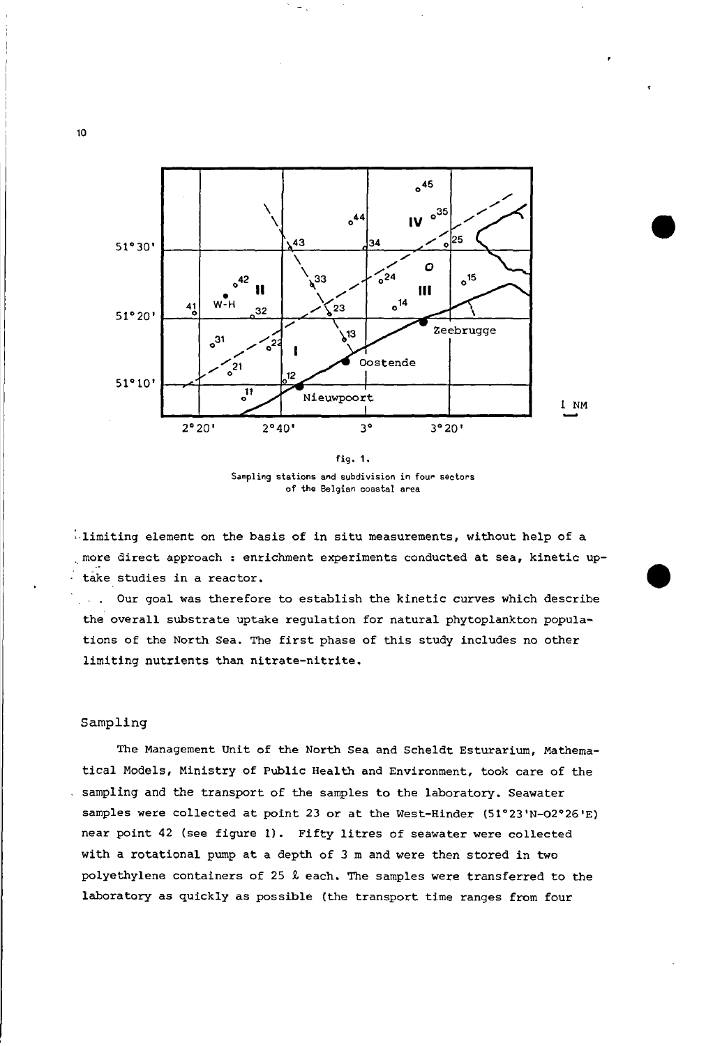fig. 1.

Sampling stations and subdivision in four sectors of the Belgian coastal area

limiting element on the basis of in situ measurements, without help of a more direct approach : enrichment experiments conducted at sea, kinetic uptake studies in a reactor.

Our goal was therefore to establish the kinetic curves which describe the overall substrate uptake regulation for natural phytoplankton populations of the North Sea. The first phase of this study includes no other limiting nutrients than nitrate-nitrite.

## Sampling

The Management Unit of the North Sea and Scheldt Esturarium, Mathematical Models, Ministry of Public Health and Environment, took care of the sampling and the transport of the samples to the laboratory. Seawater samples were collected at point 23 or at the West-Hinder (51°23'N-02°26'E) near point 42 (see figure 1). Fifty litres of seawater were collected with a rotational pump at a depth of 3 m and were then stored in two polyethylene containers of 25 ℓ each. The samples were transferred to the laboratory as quickly as possible (the transport time ranges from four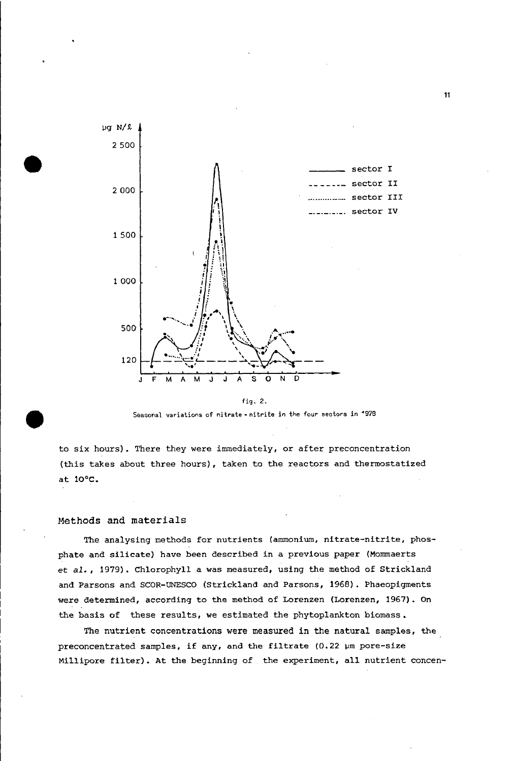fig. 2.

Seasonal variations of nitrate - nitrite in the four sectors in 1978

to six hours). There they were immediately, or after preconcentration (this takes about three hours), taken to the reactors and thermostatized at 10°C.

## Methods and materials

The analysing methods for nutrients (ammonium, nitrate-nitrite, phosphate and silicate) have been described in a previous paper (Mommaerts *et al.*, 1979). Chlorophyll a was measured, using the method of Strickland and Parsons and SCOR-UNESCO (Strickland and Parsons, 1968). Phaeopigments were determined, according to the method of Lorenzen (Lorenzen, 1967). On the basis of these results, we estimated the phytoplankton biomass.

The nutrient concentrations were measured in the natural samples, the preconcentrated samples, if any, and the filtrate (0.22 μm pore-size Millipore filter). At the beginning of the experiment, all nutrient concen-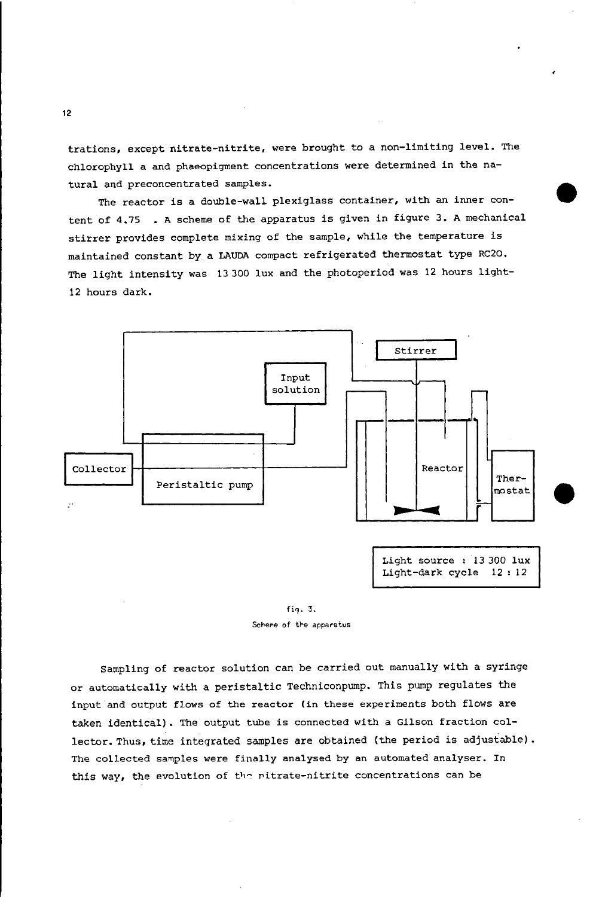trations, except nitrate-nitrite, were brought to a non-limiting level. The chlorophyll a and phaeopigment concentrations were determined in the natural and preconcentrated samples.

The reactor is a double-wall plexiglass container, with an inner content of 4.75 . A scheme of the apparatus is given in figure 3. A mechanical stirrer provides complete mixing of the sample, while the temperature is maintained constant by a LAUDA compact refrigerated thermostat type RC20. The light intensity was 13 300 lux and the photoperiod was 12 hours light-12 hours dark.

Stirrer

Input solution

Collector

Peristaltic pump

Reactor

Thermostat

Light source : 13 300 lux
Light-dark cycle 12 : 12

fig. 3.
Scheme of the apparatus

Sampling of reactor solution can be carried out manually with a syringe or automatically with a peristaltic Techniconpump. This pump regulates the input and output flows of the reactor (in these experiments both flows are taken identical). The output tube is connected with a Gilson fraction collector. Thus, time integrated samples are obtained (the period is adjustable). The collected samples were finally analysed by an automated analyser. In this way, the evolution of the nitrate-nitrite concentrations can be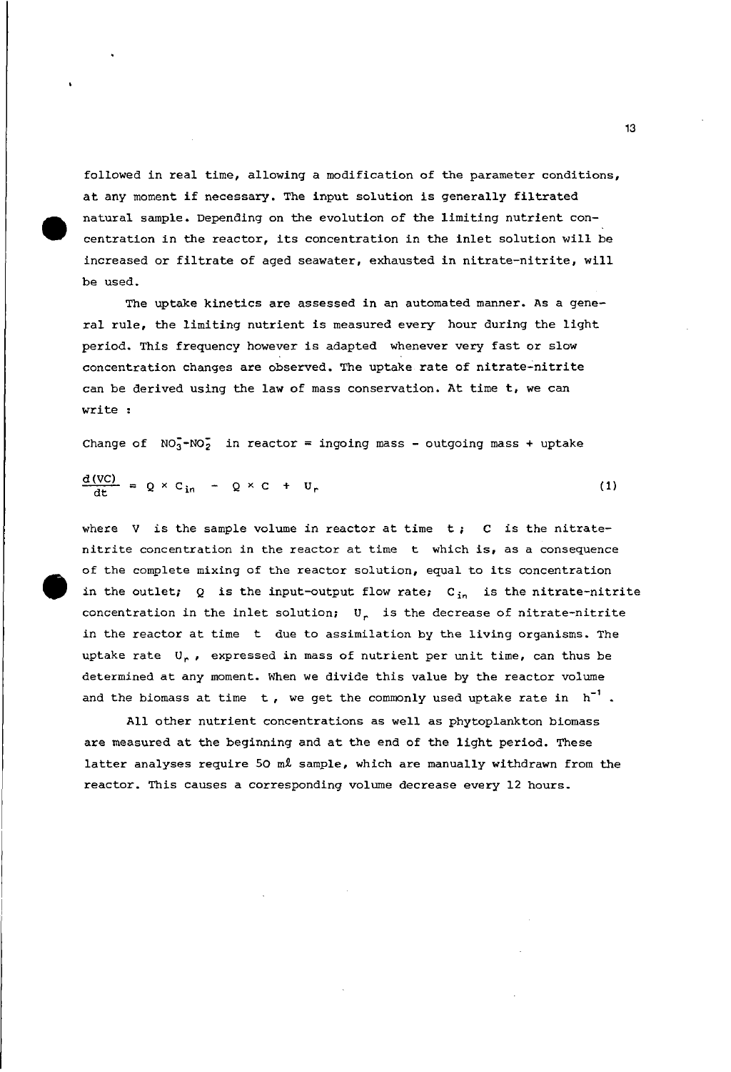followed in real time, allowing a modification of the parameter conditions, at any moment if necessary. The input solution is generally filtrated natural sample. Depending on the evolution of the limiting nutrient concentration in the reactor, its concentration in the inlet solution will be increased or filtrate of aged seawater, exhausted in nitrate-nitrite, will be used.

The uptake kinetics are assessed in an automated manner. As a general rule, the limiting nutrient is measured every hour during the light period. This frequency however is adapted whenever very fast or slow concentration changes are observed. The uptake rate of nitrate-nitrite can be derived using the law of mass conservation. At time t, we can write :

Change of $NO_3^- - NO_2^-$ in reactor = ingoing mass - outgoing mass + uptake

$$\frac{d(VC)}{dt} = Q \times C_{in} - Q \times C + U_r \tag{1}$$

where $V$ is the sample volume in reactor at time $t$ ; $C$ is the nitrate-nitrite concentration in the reactor at time $t$ which is, as a consequence of the complete mixing of the reactor solution, equal to its concentration in the outlet; $Q$ is the input-output flow rate; $C_{in}$ is the nitrate-nitrite concentration in the inlet solution; $U_r$ is the decrease of nitrate-nitrite in the reactor at time $t$ due to assimilation by the living organisms. The uptake rate $U_r$, expressed in mass of nutrient per unit time, can thus be determined at any moment. When we divide this value by the reactor volume and the biomass at time $t$, we get the commonly used uptake rate in $h^{-1}$.

All other nutrient concentrations as well as phytoplankton biomass are measured at the beginning and at the end of the light period. These latter analyses require 50 mℓ sample, which are manually withdrawn from the reactor. This causes a corresponding volume decrease every 12 hours.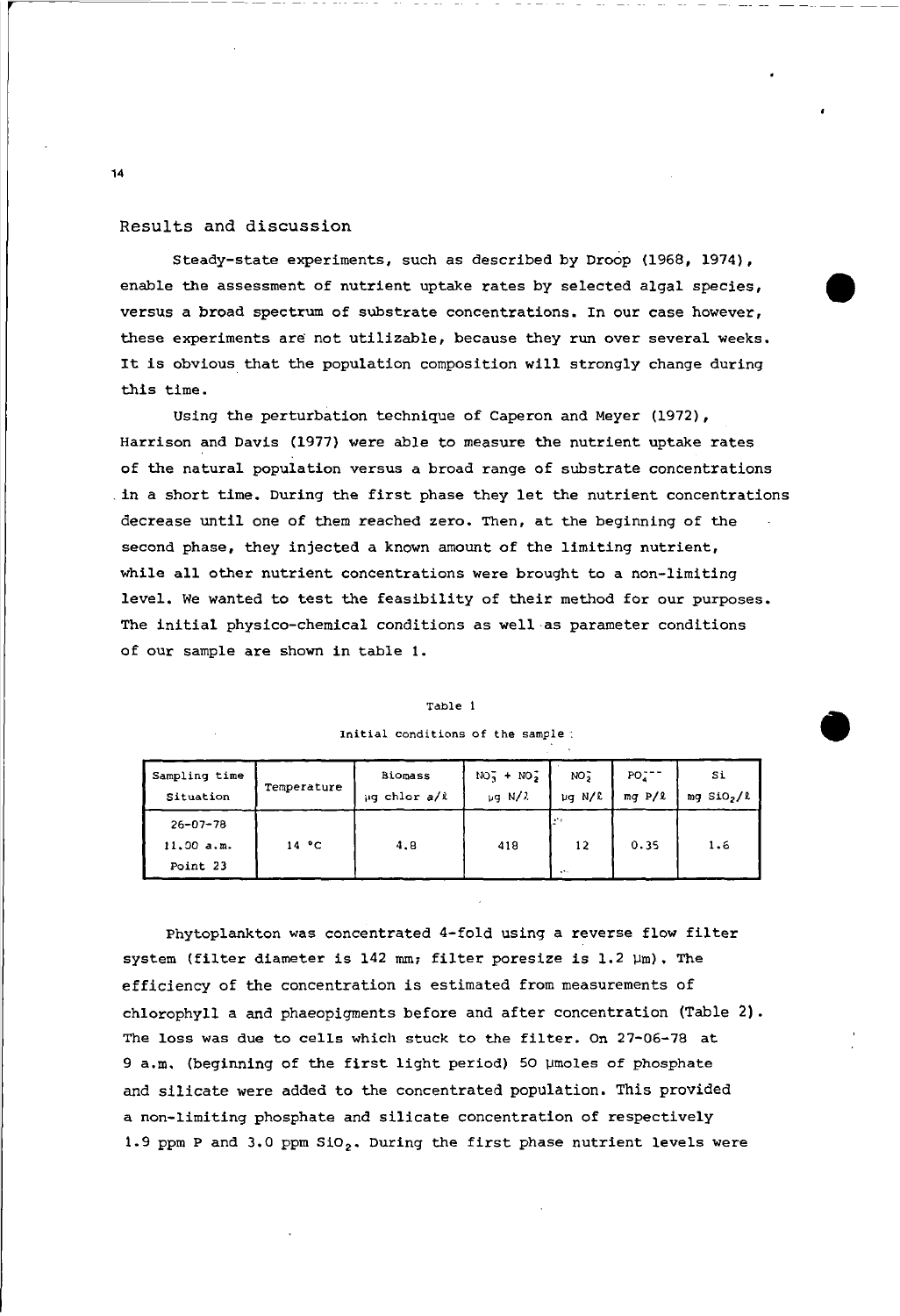## Results and discussion

Steady-state experiments, such as described by Droop (1968, 1974), enable the assessment of nutrient uptake rates by selected algal species, versus a broad spectrum of substrate concentrations. In our case however, these experiments are not utilizable, because they run over several weeks. It is obvious that the population composition will strongly change during this time.

Using the perturbation technique of Caperon and Meyer (1972), Harrison and Davis (1977) were able to measure the nutrient uptake rates of the natural population versus a broad range of substrate concentrations in a short time. During the first phase they let the nutrient concentrations decrease until one of them reached zero. Then, at the beginning of the second phase, they injected a known amount of the limiting nutrient, while all other nutrient concentrations were brought to a non-limiting level. We wanted to test the feasibility of their method for our purposes. The initial physico-chemical conditions as well as parameter conditions of our sample are shown in table 1.

Table 1

Initial conditions of the sample

| Sampling time Situation | Temperature | Biomass µg chlor *a*/ℓ | $NO_3^- + NO_2^-$ µg N/ℓ | $NO_2^-$ µg N/ℓ | $PO_4^{---}$ mg P/ℓ | Si mg $SiO_2$/ℓ |
|---|---|---|---|---|---|---|
| 26-07-78 11.00 a.m. Point 23 | 14 °C | 4.8 | 418 | 12 | 0.35 | 1.6 |

Phytoplankton was concentrated 4-fold using a reverse flow filter system (filter diameter is 142 mm; filter poresize is 1.2 µm). The efficiency of the concentration is estimated from measurements of chlorophyll a and phaeopigments before and after concentration (Table 2). The loss was due to cells which stuck to the filter. On 27-06-78 at 9 a.m. (beginning of the first light period) 50 µmoles of phosphate and silicate were added to the concentrated population. This provided a non-limiting phosphate and silicate concentration of respectively 1.9 ppm P and 3.0 ppm $SiO_2$. During the first phase nutrient levels were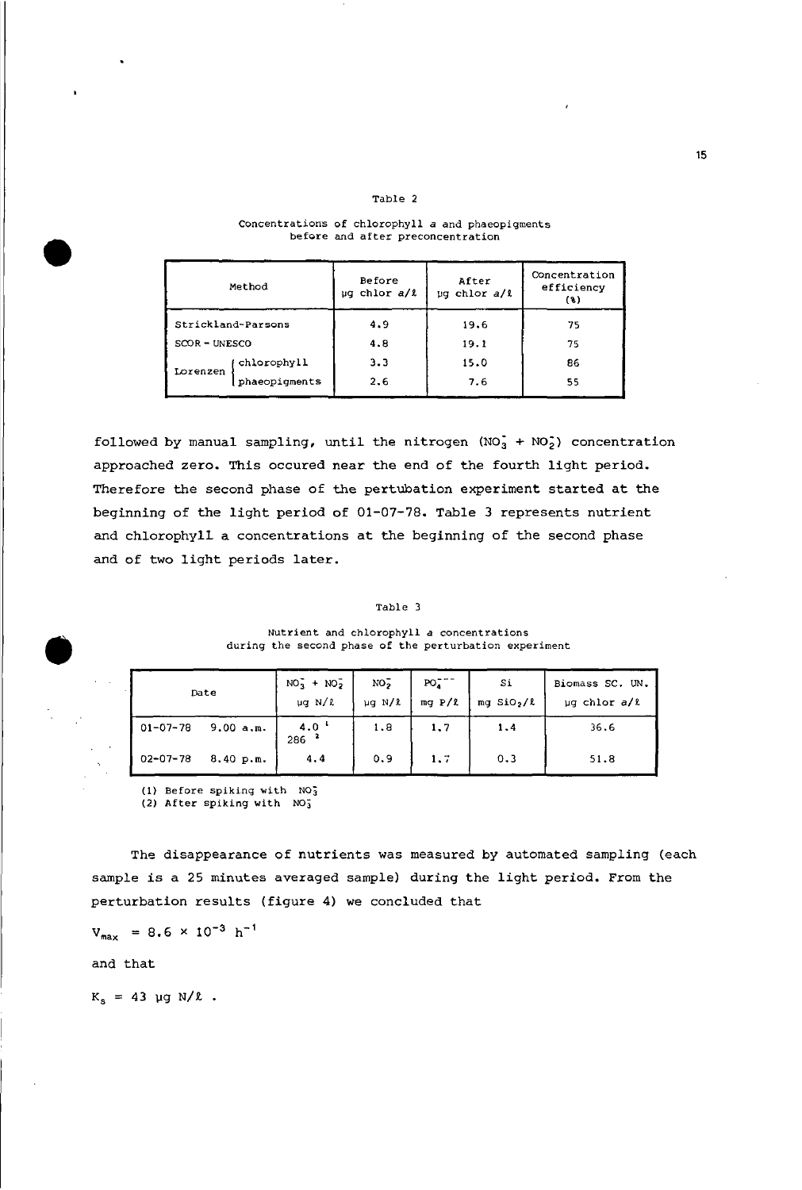Table 2

Concentrations of chlorophyll *a* and phaeopigments before and after preconcentration

| Method | | Before µg chlor *a*/ℓ | After µg chlor *a*/ℓ | Concentration efficiency (%) |
|---|---|---|---|---|
| Strickland-Parsons | | 4.9 | 19.6 | 75 |
| SCOR - UNESCO | | 4.8 | 19.1 | 75 |
| Lorenzen | chlorophyll | 3.3 | 15.0 | 86 |
| | phaeopigments | 2.6 | 7.6 | 55 |

followed by manual sampling, until the nitrogen ($NO_3^- + NO_2^-$) concentration approached zero. This occured near the end of the fourth light period. Therefore the second phase of the pertubation experiment started at the beginning of the light period of 01-07-78. Table 3 represents nutrient and chlorophyll a concentrations at the beginning of the second phase and of two light periods later.

Table 3

Nutrient and chlorophyll *a* concentrations during the second phase of the perturbation experiment

| Date | | $NO_3^- + NO_2^-$ µg N/ℓ | $NO_2^-$ µg N/ℓ | $PO_4^{---}$ mg P/ℓ | Si mg $SiO_2$/ℓ | Biomass SC. UN. µg chlor *a*/ℓ |
|---|---|---|---|---|---|---|
| 01-07-78 | 9.00 a.m. | 4.0 [1] 286 [2] | 1.8 | 1.7 | 1.4 | 36.6 |
| 02-07-78 | 8.40 p.m. | 4.4 | 0.9 | 1.7 | 0.3 | 51.8 |

(1) Before spiking with $NO_3^-$
(2) After spiking with $NO_3^-$

The disappearance of nutrients was measured by automated sampling (each sample is a 25 minutes averaged sample) during the light period. From the perturbation results (figure 4) we concluded that

$V_{max} = 8.6 \times 10^{-3}\ h^{-1}$

and that

$K_s = 43$ µg N/ℓ .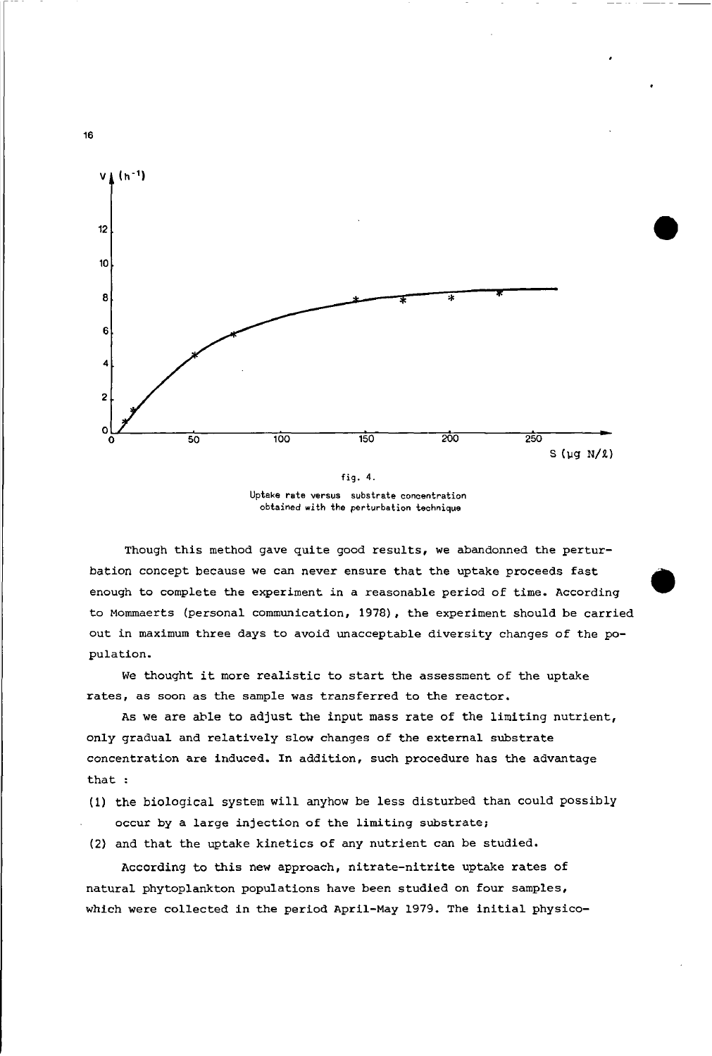fig. 4.

Uptake rate versus substrate concentration obtained with the perturbation technique

Though this method gave quite good results, we abandonned the perturbation concept because we can never ensure that the uptake proceeds fast enough to complete the experiment in a reasonable period of time. According to Mommaerts (personal communication, 1978), the experiment should be carried out in maximum three days to avoid unacceptable diversity changes of the population.

We thought it more realistic to start the assessment of the uptake rates, as soon as the sample was transferred to the reactor.

As we are able to adjust the input mass rate of the limiting nutrient, only gradual and relatively slow changes of the external substrate concentration are induced. In addition, such procedure has the advantage that :

(1) the biological system will anyhow be less disturbed than could possibly occur by a large injection of the limiting substrate;

(2) and that the uptake kinetics of any nutrient can be studied.

According to this new approach, nitrate-nitrite uptake rates of natural phytoplankton populations have been studied on four samples, which were collected in the period April-May 1979. The initial physico-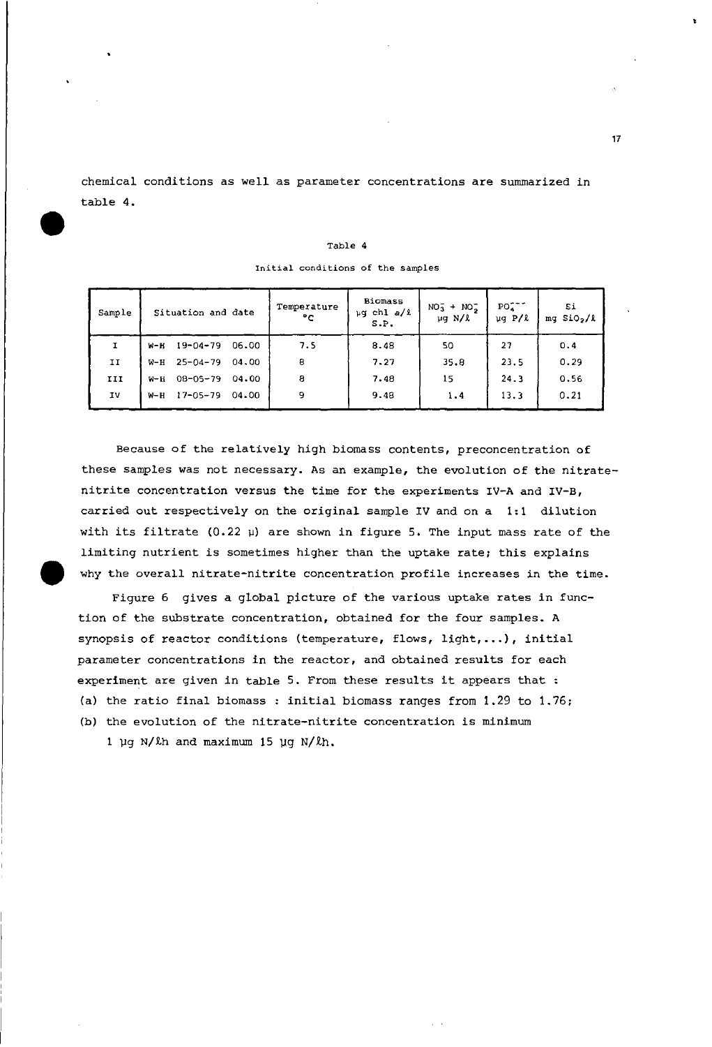chemical conditions as well as parameter concentrations are summarized in table 4.

Table 4

Initial conditions of the samples

| Sample | Situation and date | Temperature °C | Biomass µg chl a/ℓ S.P. | $NO_3^- + NO_2^-$ µg N/ℓ | $PO_4^{---}$ µg P/ℓ | Si mg $SiO_2$/ℓ |
|---|---|---|---|---|---|---|
| I | W-H 19-04-79 06.00 | 7.5 | 8.48 | 50 | 27 | 0.4 |
| II | W-H 25-04-79 04.00 | 8 | 7.27 | 35.8 | 23.5 | 0.29 |
| III | W-H 08-05-79 04.00 | 8 | 7.48 | 15 | 24.3 | 0.56 |
| IV | W-H 17-05-79 04.00 | 9 | 9.48 | 1.4 | 13.3 | 0.21 |

Because of the relatively high biomass contents, preconcentration of these samples was not necessary. As an example, the evolution of the nitrate-nitrite concentration versus the time for the experiments IV-A and IV-B, carried out respectively on the original sample IV and on a 1:1 dilution with its filtrate (0.22 µ) are shown in figure 5. The input mass rate of the limiting nutrient is sometimes higher than the uptake rate; this explains why the overall nitrate-nitrite concentration profile increases in the time.

Figure 6 gives a global picture of the various uptake rates in function of the substrate concentration, obtained for the four samples. A synopsis of reactor conditions (temperature, flows, light,...), initial parameter concentrations in the reactor, and obtained results for each experiment are given in table 5. From these results it appears that :

(a) the ratio final biomass : initial biomass ranges from 1.29 to 1.76;

(b) the evolution of the nitrate-nitrite concentration is minimum 1 µg N/ℓh and maximum 15 µg N/ℓh.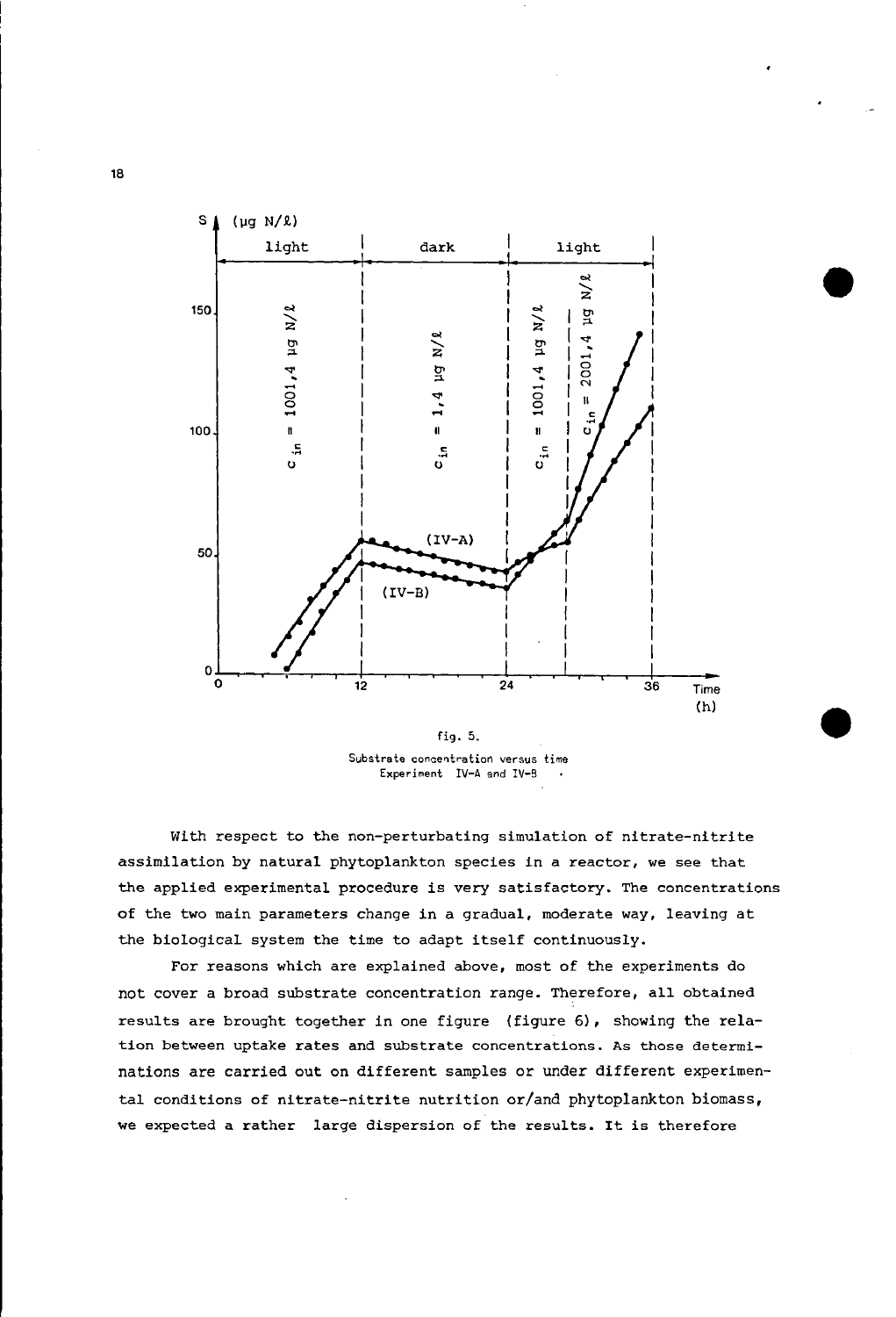fig. 5.
Substrate concentration versus time
Experiment IV-A and IV-B

With respect to the non-perturbating simulation of nitrate-nitrite assimilation by natural phytoplankton species in a reactor, we see that the applied experimental procedure is very satisfactory. The concentrations of the two main parameters change in a gradual, moderate way, leaving at the biological system the time to adapt itself continuously.

For reasons which are explained above, most of the experiments do not cover a broad substrate concentration range. Therefore, all obtained results are brought together in one figure (figure 6), showing the relation between uptake rates and substrate concentrations. As those determinations are carried out on different samples or under different experimental conditions of nitrate-nitrite nutrition or/and phytoplankton biomass, we expected a rather large dispersion of the results. It is therefore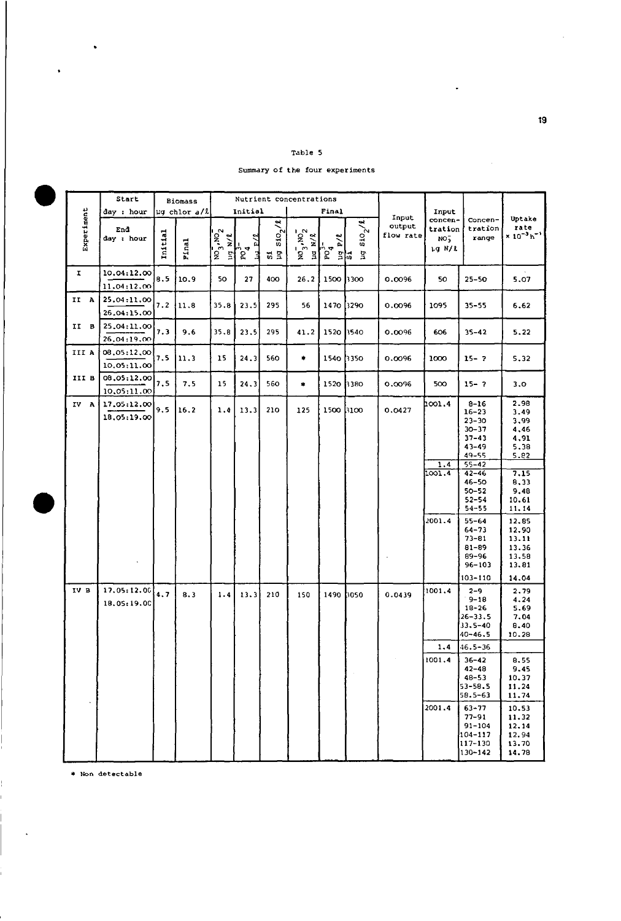Table 5

Summary of the four experiments

| Experiment | Start day : hour / End day : hour | Biomass µg chlor a/ℓ | | Nutrient concentrations | | | | | | Input output flow rate | Input concentration $NO_3^-$ µg N/ℓ | Concentration range | Uptake rate $\times 10^{-3} h^{-1}$ |
|---|---|---|---|---|---|---|---|---|---|---|---|---|---|
| | | | | Initial | | | Final | | | | | | |
| | | Initial | Final | $NO_3^-,NO_2^-$ µg N/ℓ | $PO_4^{3-}$ µg P/ℓ | Si µg $SiO_2$/ℓ | $NO_3^-,NO_2^-$ µg N/ℓ | $PO_4^{3-}$ µg P/ℓ | Si µg $SiO_2$/ℓ | | | | |
| I | 10.04:12.00 / 11.04:12.00 | 8.5 | 10.9 | 50 | 27 | 400 | 26.2 | 1500 | 1300 | 0.0096 | 50 | 25–50 | 5.07 |
| II A | 25.04:11.00 / 26.04:15.00 | 7.2 | 11.8 | 35.8 | 23.5 | 295 | 56 | 1470 | 1290 | 0.0096 | 1095 | 35–55 | 6.62 |
| II B | 25.04:11.00 / 26.04:19.00 | 7.3 | 9.6 | 35.8 | 23.5 | 295 | 41.2 | 1520 | 1540 | 0.0096 | 606 | 35–42 | 5.22 |
| III A | 08.05:12.00 / 10.05:11.00 | 7.5 | 11.3 | 15 | 24.3 | 560 | * | 1540 | 1350 | 0.0096 | 1000 | 15– ? | 5.32 |
| III B | 08.05:12.00 / 10.05:11.00 | 7.5 | 7.5 | 15 | 24.3 | 560 | * | 1520 | 1380 | 0.0096 | 500 | 15– ? | 3.0 |
| IV A | 17.05:12.00 / 18.05:19.00 | 9.5 | 16.2 | 1.4 | 13.3 | 210 | 125 | 1500 | 3100 | 0.0427 | 1001.4 | 8–16 | 2.98 |
| | | | | | | | | | | | | 16–23 | 3.49 |
| | | | | | | | | | | | | 23–30 | 3.99 |
| | | | | | | | | | | | | 30–37 | 4.46 |
| | | | | | | | | | | | | 37–43 | 4.91 |
| | | | | | | | | | | | | 43–49 | 5.38 |
| | | | | | | | | | | | | 49–55 | 5.82 |
| | | | | | | | | | | | 1.4 | 55–42 | |
| | | | | | | | | | | | 1001.4 | 42–46 | 7.15 |
| | | | | | | | | | | | | 46–50 | 8.33 |
| | | | | | | | | | | | | 50–52 | 9.48 |
| | | | | | | | | | | | | 52–54 | 10.61 |
| | | | | | | | | | | | | 54–55 | 11.14 |
| | | | | | | | | | | | 2001.4 | 55–64 | 12.85 |
| | | | | | | | | | | | | 64–73 | 12.90 |
| | | | | | | | | | | | | 73–81 | 13.11 |
| | | | | | | | | | | | | 81–89 | 13.36 |
| | | | | | | | | | | | | 89–96 | 13.58 |
| | | | | | | | | | | | | 96–103 | 13.81 |
| | | | | | | | | | | | | 103–110 | 14.04 |
| IV B | 17.05:12.00 / 18.05:19.00 | 4.7 | 8.3 | 1.4 | 13.3 | 210 | 150 | 1490 | 3050 | 0.0439 | 1001.4 | 2–9 | 2.79 |
| | | | | | | | | | | | | 9–18 | 4.24 |
| | | | | | | | | | | | | 18–26 | 5.69 |
| | | | | | | | | | | | | 26–33.5 | 7.04 |
| | | | | | | | | | | | | 33.5–40 | 8.40 |
| | | | | | | | | | | | | 40–46.5 | 10.28 |
| | | | | | | | | | | | 1.4 | 46.5–36 | |
| | | | | | | | | | | | 1001.4 | 36–42 | 8.55 |
| | | | | | | | | | | | | 42–48 | 9.45 |
| | | | | | | | | | | | | 48–53 | 10.37 |
| | | | | | | | | | | | | 53–58.5 | 11.24 |
| | | | | | | | | | | | | 58.5–63 | 11.74 |
| | | | | | | | | | | | 2001.4 | 63–77 | 10.53 |
| | | | | | | | | | | | | 77–91 | 11.32 |
| | | | | | | | | | | | | 91–104 | 12.14 |
| | | | | | | | | | | | | 104–117 | 12.94 |
| | | | | | | | | | | | | 117–130 | 13.70 |
| | | | | | | | | | | | | 130–142 | 14.78 |

\* Non detectable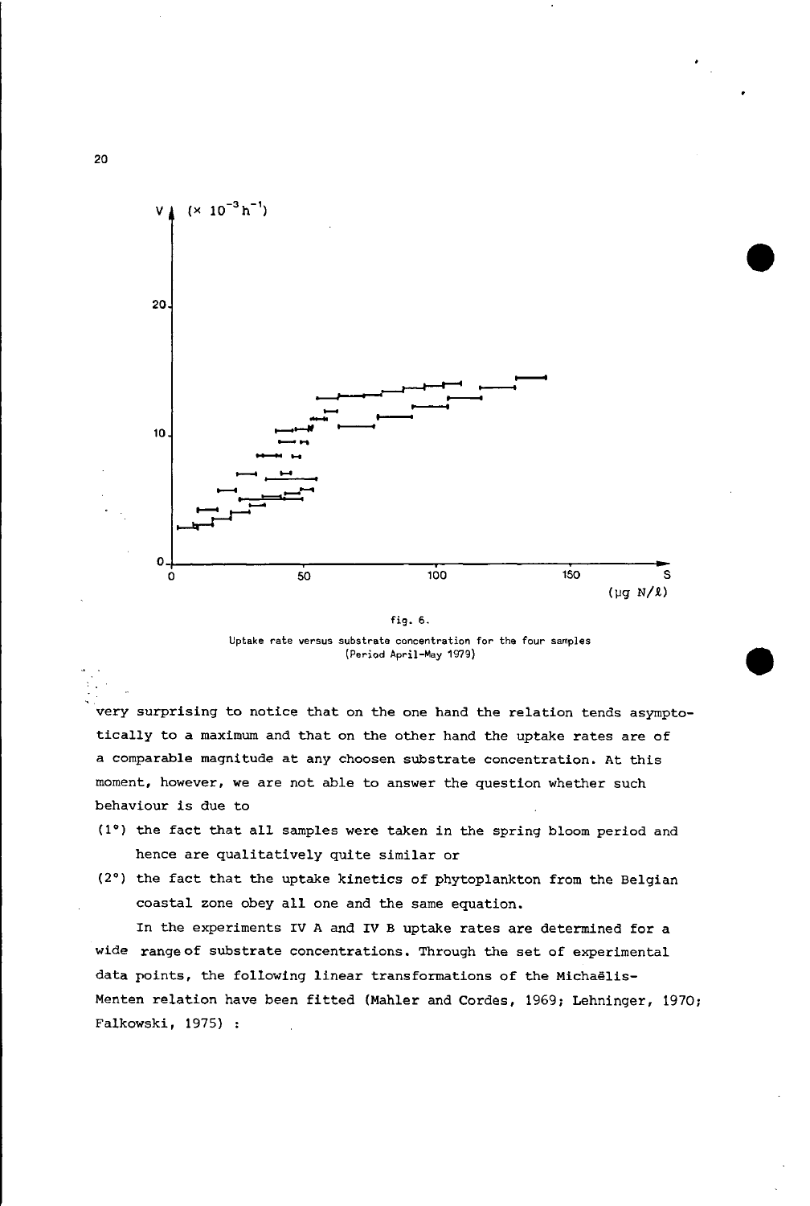fig. 6.

Uptake rate versus substrate concentration for the four samples (Period April-May 1979)

very surprising to notice that on the one hand the relation tends asymptotically to a maximum and that on the other hand the uptake rates are of a comparable magnitude at any choosen substrate concentration. At this moment, however, we are not able to answer the question whether such behaviour is due to

(1°) the fact that all samples were taken in the spring bloom period and hence are qualitatively quite similar or

(2°) the fact that the uptake kinetics of phytoplankton from the Belgian coastal zone obey all one and the same equation.

In the experiments IV A and IV B uptake rates are determined for a wide range of substrate concentrations. Through the set of experimental data points, the following linear transformations of the Michaëlis-Menten relation have been fitted (Mahler and Cordes, 1969; Lehninger, 1970; Falkowski, 1975) :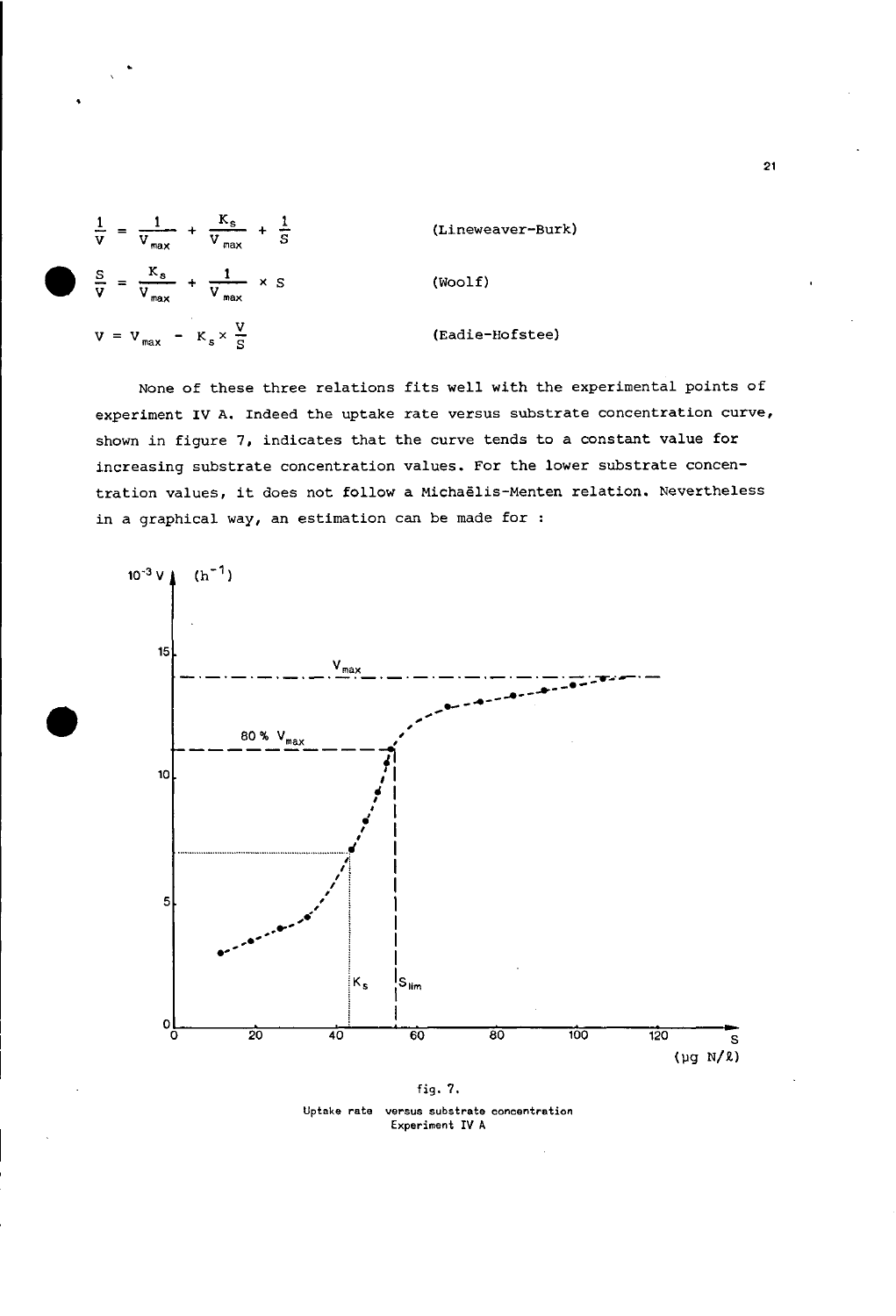$$\frac{1}{V} = \frac{1}{V_{max}} + \frac{K_s}{V_{max}} + \frac{1}{S} \qquad \text{(Lineweaver-Burk)}$$

$$\frac{S}{V} = \frac{K_s}{V_{max}} + \frac{1}{V_{max}} \times S \qquad \text{(Woolf)}$$

$$V = V_{max} - K_s \times \frac{V}{S} \qquad \text{(Eadie-Hofstee)}$$

None of these three relations fits well with the experimental points of experiment IV A. Indeed the uptake rate versus substrate concentration curve, shown in figure 7, indicates that the curve tends to a constant value for increasing substrate concentration values. For the lower substrate concentration values, it does not follow a Michaëlis-Menten relation. Nevertheless in a graphical way, an estimation can be made for :

fig. 7.
Uptake rate versus substrate concentration
Experiment IV A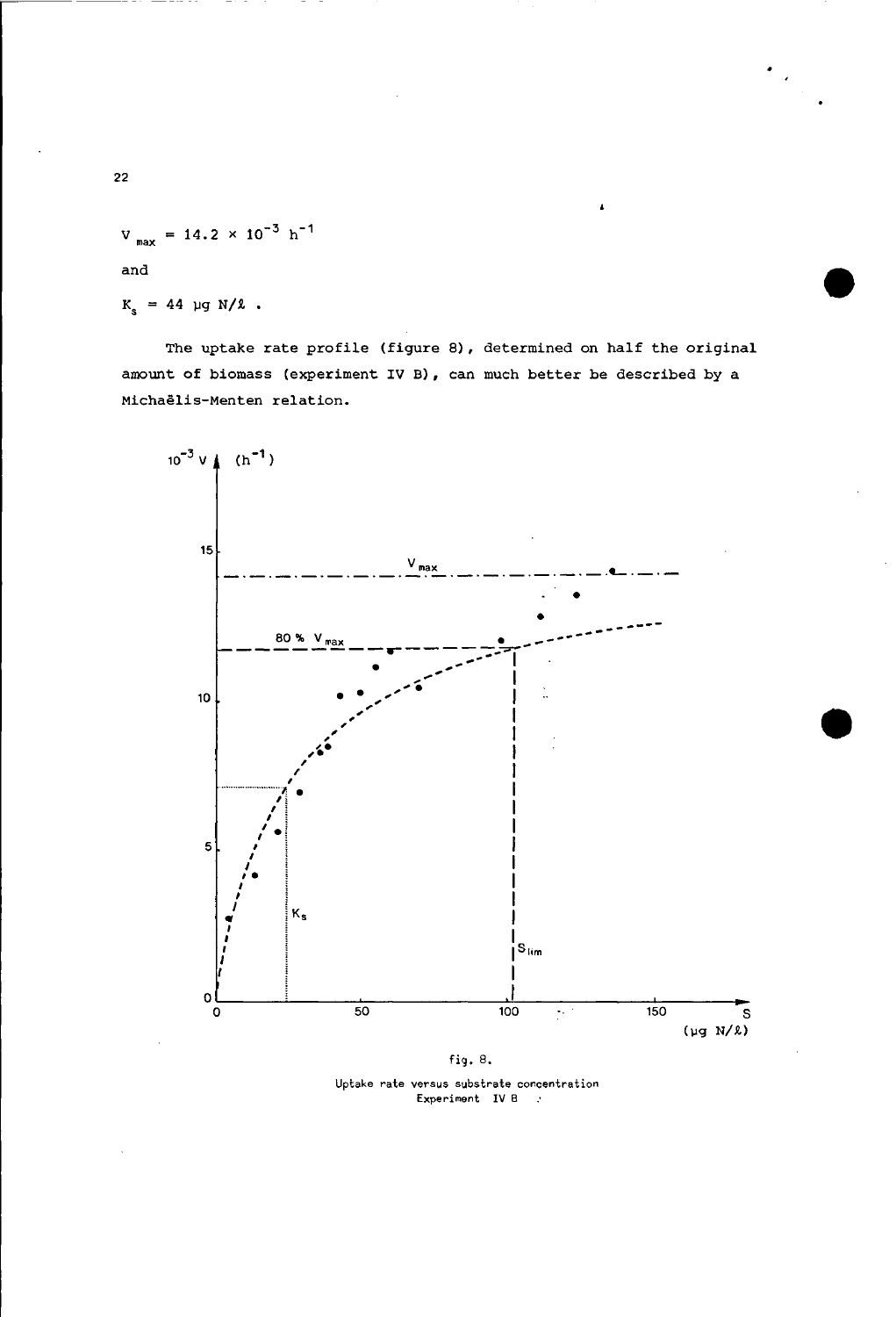$V_{max} = 14.2 \times 10^{-3}\ h^{-1}$

and

$K_s = 44\ \mu g\ N/\ell$ .

The uptake rate profile (figure 8), determined on half the original amount of biomass (experiment IV B), can much better be described by a Michaëlis-Menten relation.

fig. 8.

Uptake rate versus substrate concentration
Experiment IV B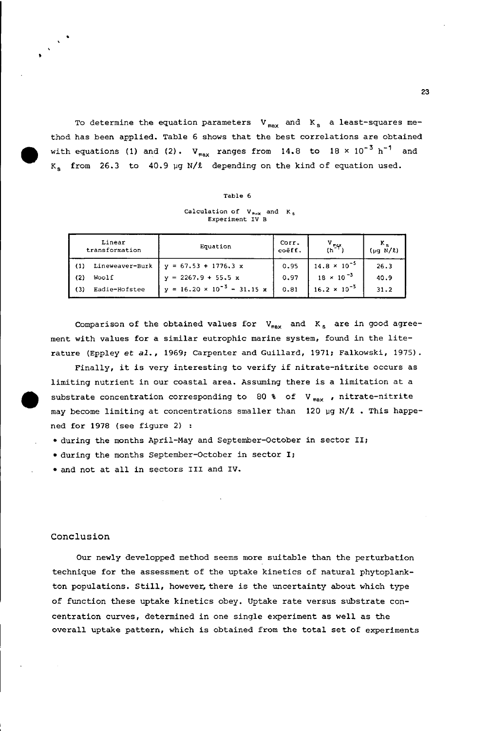To determine the equation parameters $V_{max}$ and $K_s$ a least-squares method has been applied. Table 6 shows that the best correlations are obtained with equations (1) and (2). $V_{max}$ ranges from 14.8 to $18 \times 10^{-3}$ $h^{-1}$ and $K_s$ from 26.3 to 40.9 µg N/ℓ depending on the kind of equation used.

Table 6

Calculation of $V_{max}$ and $K_s$
Experiment IV B

| Linear transformation | Equation | Corr. coëff. | $V_{max}$ ($h^{-1}$) | $K_s$ (µg N/ℓ) |
|---|---|---|---|---|
| (1) Lineweaver-Burk | $y = 67.53 + 1776.3\ x$ | 0.95 | $14.8 \times 10^{-3}$ | 26.3 |
| (2) Woolf | $y = 2267.9 + 55.5\ x$ | 0.97 | $18 \times 10^{-3}$ | 40.9 |
| (3) Eadie-Hofstee | $y = 16.20 \times 10^{-3} - 31.15\ x$ | 0.81 | $16.2 \times 10^{-3}$ | 31.2 |

Comparison of the obtained values for $V_{max}$ and $K_s$ are in good agreement with values for a similar eutrophic marine system, found in the literature (Eppley *et al.*, 1969; Carpenter and Guillard, 1971; Falkowski, 1975).

Finally, it is very interesting to verify if nitrate-nitrite occurs as limiting nutrient in our coastal area. Assuming there is a limitation at a substrate concentration corresponding to 80 % of $V_{max}$ , nitrate-nitrite may become limiting at concentrations smaller than 120 µg N/ℓ . This happened for 1978 (see figure 2) :

- during the months April-May and September-October in sector II;
- during the months September-October in sector I;
- and not at all in sectors III and IV.

## Conclusion

Our newly developped method seems more suitable than the perturbation technique for the assessment of the uptake kinetics of natural phytoplankton populations. Still, however, there is the uncertainty about which type of function these uptake kinetics obey. Uptake rate versus substrate concentration curves, determined in one single experiment as well as the overall uptake pattern, which is obtained from the total set of experiments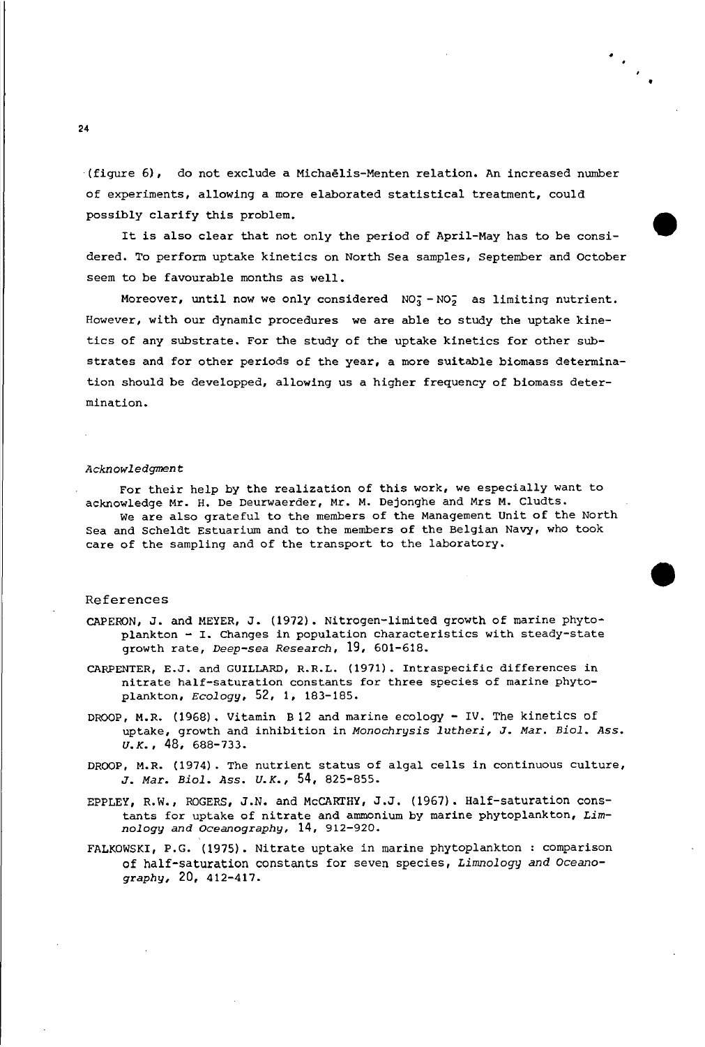(figure 6), do not exclude a Michaëlis-Menten relation. An increased number of experiments, allowing a more elaborated statistical treatment, could possibly clarify this problem.

It is also clear that not only the period of April-May has to be considered. To perform uptake kinetics on North Sea samples, September and October seem to be favourable months as well.

Moreover, until now we only considered $NO_3^- - NO_2^-$ as limiting nutrient. However, with our dynamic procedures we are able to study the uptake kinetics of any substrate. For the study of the uptake kinetics for other substrates and for other periods of the year, a more suitable biomass determination should be developped, allowing us a higher frequency of biomass determination.

*Acknowledgment*

For their help by the realization of this work, we especially want to acknowledge Mr. H. De Deurwaerder, Mr. M. Dejonghe and Mrs M. Cludts.

We are also grateful to the members of the Management Unit of the North Sea and Scheldt Estuarium and to the members of the Belgian Navy, who took care of the sampling and of the transport to the laboratory.

## References

CAPERON, J. and MEYER, J. (1972). Nitrogen-limited growth of marine phytoplankton - I. Changes in population characteristics with steady-state growth rate, *Deep-sea Research*, 19, 601-618.

CARPENTER, E.J. and GUILLARD, R.R.L. (1971). Intraspecific differences in nitrate half-saturation constants for three species of marine phytoplankton, *Ecology*, 52, 1, 183-185.

DROOP, M.R. (1968). Vitamin B 12 and marine ecology - IV. The kinetics of uptake, growth and inhibition in *Monochrysis lutheri*, *J. Mar. Biol. Ass. U.K.*, 48, 688-733.

DROOP, M.R. (1974). The nutrient status of algal cells in continuous culture, *J. Mar. Biol. Ass. U.K.*, 54, 825-855.

EPPLEY, R.W., ROGERS, J.N. and McCARTHY, J.J. (1967). Half-saturation constants for uptake of nitrate and ammonium by marine phytoplankton, *Limnology and Oceanography*, 14, 912-920.

FALKOWSKI, P.G. (1975). Nitrate uptake in marine phytoplankton : comparison of half-saturation constants for seven species, *Limnology and Oceanography*, 20, 412-417.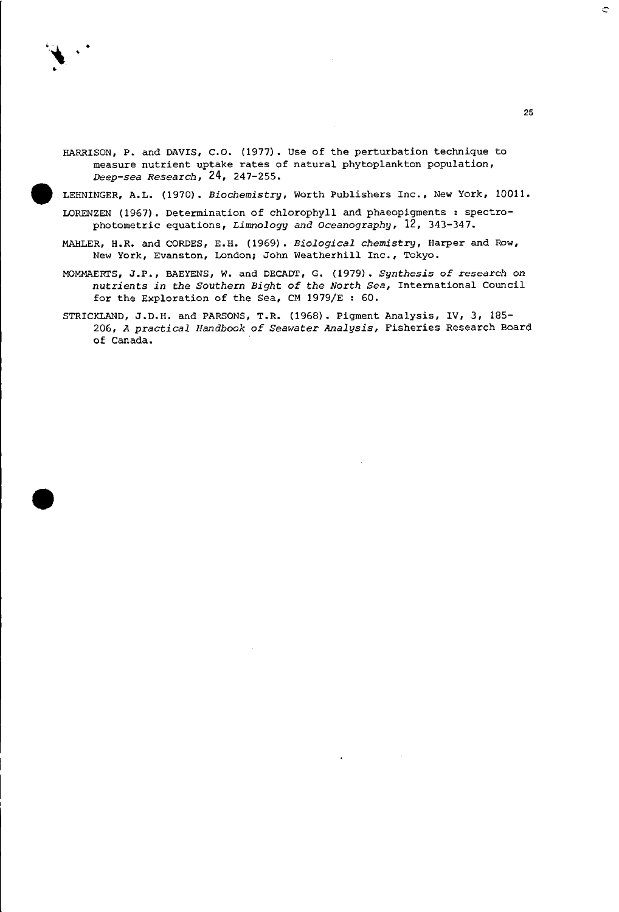HARRISON, P. and DAVIS, C.O. (1977). Use of the perturbation technique to measure nutrient uptake rates of natural phytoplankton population, *Deep-sea Research*, 24, 247-255.

LEHNINGER, A.L. (1970). *Biochemistry*, Worth Publishers Inc., New York, 10011.

LORENZEN (1967). Determination of chlorophyll and phaeopigments : spectrophotometric equations, *Limnology and Oceanography*, 12, 343-347.

MAHLER, H.R. and CORDES, E.H. (1969). *Biological chemistry*, Harper and Row, New York, Evanston, London; John Weatherhill Inc., Tokyo.

MOMMAERTS, J.P., BAEYENS, W. and DECADT, G. (1979). *Synthesis of research on nutrients in the Southern Bight of the North Sea*, International Council for the Exploration of the Sea, CM 1979/E : 60.

STRICKLAND, J.D.H. and PARSONS, T.R. (1968). Pigment Analysis, IV, 3, 185-206, *A practical Handbook of Seawater Analysis*, Fisheries Research Board of Canada.